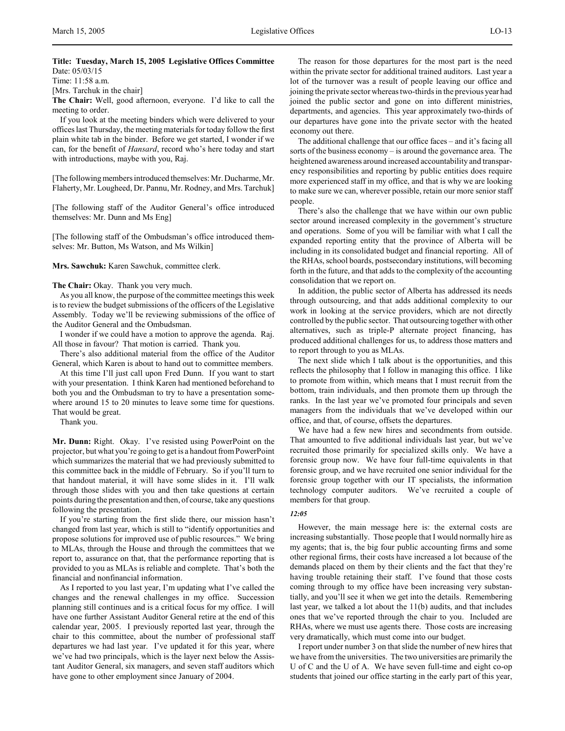**Title: Tuesday, March 15, 2005 Legislative Offices Committee**
Date: 05/03/15
Time: 11:58 a.m.
[Mrs. Tarchuk in the chair]

**The Chair:** Well, good afternoon, everyone. I'd like to call the meeting to order.

If you look at the meeting binders which were delivered to your offices last Thursday, the meeting materials for today follow the first plain white tab in the binder. Before we get started, I wonder if we can, for the benefit of *Hansard*, record who's here today and start with introductions, maybe with you, Raj.

[The following members introduced themselves: Mr. Ducharme, Mr. Flaherty, Mr. Lougheed, Dr. Pannu, Mr. Rodney, and Mrs. Tarchuk]

[The following staff of the Auditor General's office introduced themselves: Mr. Dunn and Ms Eng]

[The following staff of the Ombudsman's office introduced themselves: Mr. Button, Ms Watson, and Ms Wilkin]

**Mrs. Sawchuk:** Karen Sawchuk, committee clerk.

**The Chair:** Okay. Thank you very much.

As you all know, the purpose of the committee meetings this week is to review the budget submissions of the officers of the Legislative Assembly. Today we'll be reviewing submissions of the office of the Auditor General and the Ombudsman.

I wonder if we could have a motion to approve the agenda. Raj. All those in favour? That motion is carried. Thank you.

There's also additional material from the office of the Auditor General, which Karen is about to hand out to committee members.

At this time I'll just call upon Fred Dunn. If you want to start with your presentation. I think Karen had mentioned beforehand to both you and the Ombudsman to try to have a presentation somewhere around 15 to 20 minutes to leave some time for questions. That would be great.

Thank you.

**Mr. Dunn:** Right. Okay. I've resisted using PowerPoint on the projector, but what you're going to get is a handout from PowerPoint which summarizes the material that we had previously submitted to this committee back in the middle of February. So if you'll turn to that handout material, it will have some slides in it. I'll walk through those slides with you and then take questions at certain points during the presentation and then, of course, take any questions following the presentation.

If you're starting from the first slide there, our mission hasn't changed from last year, which is still to "identify opportunities and propose solutions for improved use of public resources." We bring to MLAs, through the House and through the committees that we report to, assurance on that, that the performance reporting that is provided to you as MLAs is reliable and complete. That's both the financial and nonfinancial information.

As I reported to you last year, I'm updating what I've called the changes and the renewal challenges in my office. Succession planning still continues and is a critical focus for my office. I will have one further Assistant Auditor General retire at the end of this calendar year, 2005. I previously reported last year, through the chair to this committee, about the number of professional staff departures we had last year. I've updated it for this year, where we've had two principals, which is the layer next below the Assistant Auditor General, six managers, and seven staff auditors which have gone to other employment since January of 2004.

The reason for those departures for the most part is the need within the private sector for additional trained auditors. Last year a lot of the turnover was a result of people leaving our office and joining the private sector whereas two-thirds in the previous year had joined the public sector and gone on into different ministries, departments, and agencies. This year approximately two-thirds of our departures have gone into the private sector with the heated economy out there.

The additional challenge that our office faces – and it's facing all sorts of the business economy – is around the governance area. The heightened awareness around increased accountability and transparency responsibilities and reporting by public entities does require more experienced staff in my office, and that is why we are looking to make sure we can, wherever possible, retain our more senior staff people.

There's also the challenge that we have within our own public sector around increased complexity in the government's structure and operations. Some of you will be familiar with what I call the expanded reporting entity that the province of Alberta will be including in its consolidated budget and financial reporting. All of the RHAs, school boards, postsecondary institutions, will becoming forth in the future, and that adds to the complexity of the accounting consolidation that we report on.

In addition, the public sector of Alberta has addressed its needs through outsourcing, and that adds additional complexity to our work in looking at the service providers, which are not directly controlled by the public sector. That outsourcing together with other alternatives, such as triple-P alternate project financing, has produced additional challenges for us, to address those matters and to report through to you as MLAs.

The next slide which I talk about is the opportunities, and this reflects the philosophy that I follow in managing this office. I like to promote from within, which means that I must recruit from the bottom, train individuals, and then promote them up through the ranks. In the last year we've promoted four principals and seven managers from the individuals that we've developed within our office, and that, of course, offsets the departures.

We have had a few new hires and secondments from outside. That amounted to five additional individuals last year, but we've recruited those primarily for specialized skills only. We have a forensic group now. We have four full-time equivalents in that forensic group, and we have recruited one senior individual for the forensic group together with our IT specialists, the information technology computer auditors. We've recruited a couple of members for that group.

*12:05*

However, the main message here is: the external costs are increasing substantially. Those people that I would normally hire as my agents; that is, the big four public accounting firms and some other regional firms, their costs have increased a lot because of the demands placed on them by their clients and the fact that they're having trouble retaining their staff. I've found that those costs coming through to my office have been increasing very substantially, and you'll see it when we get into the details. Remembering last year, we talked a lot about the 11(b) audits, and that includes ones that we've reported through the chair to you. Included are RHAs, where we must use agents there. Those costs are increasing very dramatically, which must come into our budget.

I report under number 3 on that slide the number of new hires that we have from the universities. The two universities are primarily the U of C and the U of A. We have seven full-time and eight co-op students that joined our office starting in the early part of this year,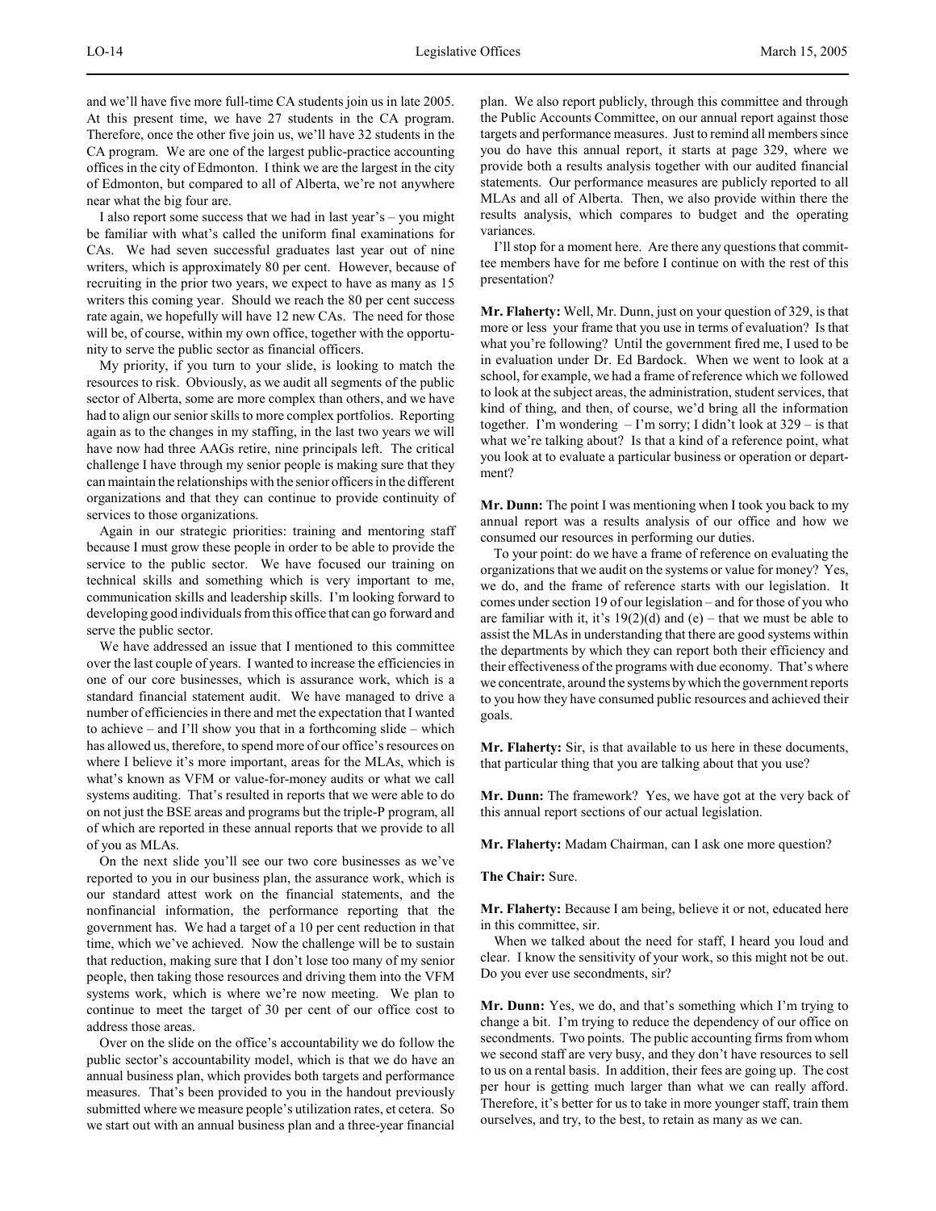and we'll have five more full-time CA students join us in late 2005. At this present time, we have 27 students in the CA program. Therefore, once the other five join us, we'll have 32 students in the CA program. We are one of the largest public-practice accounting offices in the city of Edmonton. I think we are the largest in the city of Edmonton, but compared to all of Alberta, we're not anywhere near what the big four are.

I also report some success that we had in last year's – you might be familiar with what's called the uniform final examinations for CAs. We had seven successful graduates last year out of nine writers, which is approximately 80 per cent. However, because of recruiting in the prior two years, we expect to have as many as 15 writers this coming year. Should we reach the 80 per cent success rate again, we hopefully will have 12 new CAs. The need for those will be, of course, within my own office, together with the opportunity to serve the public sector as financial officers.

My priority, if you turn to your slide, is looking to match the resources to risk. Obviously, as we audit all segments of the public sector of Alberta, some are more complex than others, and we have had to align our senior skills to more complex portfolios. Reporting again as to the changes in my staffing, in the last two years we will have now had three AAGs retire, nine principals left. The critical challenge I have through my senior people is making sure that they can maintain the relationships with the senior officers in the different organizations and that they can continue to provide continuity of services to those organizations.

Again in our strategic priorities: training and mentoring staff because I must grow these people in order to be able to provide the service to the public sector. We have focused our training on technical skills and something which is very important to me, communication skills and leadership skills. I'm looking forward to developing good individuals from this office that can go forward and serve the public sector.

We have addressed an issue that I mentioned to this committee over the last couple of years. I wanted to increase the efficiencies in one of our core businesses, which is assurance work, which is a standard financial statement audit. We have managed to drive a number of efficiencies in there and met the expectation that I wanted to achieve – and I'll show you that in a forthcoming slide – which has allowed us, therefore, to spend more of our office's resources on where I believe it's more important, areas for the MLAs, which is what's known as VFM or value-for-money audits or what we call systems auditing. That's resulted in reports that we were able to do on not just the BSE areas and programs but the triple-P program, all of which are reported in these annual reports that we provide to all of you as MLAs.

On the next slide you'll see our two core businesses as we've reported to you in our business plan, the assurance work, which is our standard attest work on the financial statements, and the nonfinancial information, the performance reporting that the government has. We had a target of a 10 per cent reduction in that time, which we've achieved. Now the challenge will be to sustain that reduction, making sure that I don't lose too many of my senior people, then taking those resources and driving them into the VFM systems work, which is where we're now meeting. We plan to continue to meet the target of 30 per cent of our office cost to address those areas.

Over on the slide on the office's accountability we do follow the public sector's accountability model, which is that we do have an annual business plan, which provides both targets and performance measures. That's been provided to you in the handout previously submitted where we measure people's utilization rates, et cetera. So we start out with an annual business plan and a three-year financial plan. We also report publicly, through this committee and through the Public Accounts Committee, on our annual report against those targets and performance measures. Just to remind all members since you do have this annual report, it starts at page 329, where we provide both a results analysis together with our audited financial statements. Our performance measures are publicly reported to all MLAs and all of Alberta. Then, we also provide within there the results analysis, which compares to budget and the operating variances.

I'll stop for a moment here. Are there any questions that committee members have for me before I continue on with the rest of this presentation?

**Mr. Flaherty:** Well, Mr. Dunn, just on your question of 329, is that more or less your frame that you use in terms of evaluation? Is that what you're following? Until the government fired me, I used to be in evaluation under Dr. Ed Bardock. When we went to look at a school, for example, we had a frame of reference which we followed to look at the subject areas, the administration, student services, that kind of thing, and then, of course, we'd bring all the information together. I'm wondering – I'm sorry; I didn't look at 329 – is that what we're talking about? Is that a kind of a reference point, what you look at to evaluate a particular business or operation or department?

**Mr. Dunn:** The point I was mentioning when I took you back to my annual report was a results analysis of our office and how we consumed our resources in performing our duties.

To your point: do we have a frame of reference on evaluating the organizations that we audit on the systems or value for money? Yes, we do, and the frame of reference starts with our legislation. It comes under section 19 of our legislation – and for those of you who are familiar with it, it's 19(2)(d) and (e) – that we must be able to assist the MLAs in understanding that there are good systems within the departments by which they can report both their efficiency and their effectiveness of the programs with due economy. That's where we concentrate, around the systems by which the government reports to you how they have consumed public resources and achieved their goals.

**Mr. Flaherty:** Sir, is that available to us here in these documents, that particular thing that you are talking about that you use?

**Mr. Dunn:** The framework? Yes, we have got at the very back of this annual report sections of our actual legislation.

**Mr. Flaherty:** Madam Chairman, can I ask one more question?

**The Chair:** Sure.

**Mr. Flaherty:** Because I am being, believe it or not, educated here in this committee, sir.

When we talked about the need for staff, I heard you loud and clear. I know the sensitivity of your work, so this might not be out. Do you ever use secondments, sir?

**Mr. Dunn:** Yes, we do, and that's something which I'm trying to change a bit. I'm trying to reduce the dependency of our office on secondments. Two points. The public accounting firms from whom we second staff are very busy, and they don't have resources to sell to us on a rental basis. In addition, their fees are going up. The cost per hour is getting much larger than what we can really afford. Therefore, it's better for us to take in more younger staff, train them ourselves, and try, to the best, to retain as many as we can.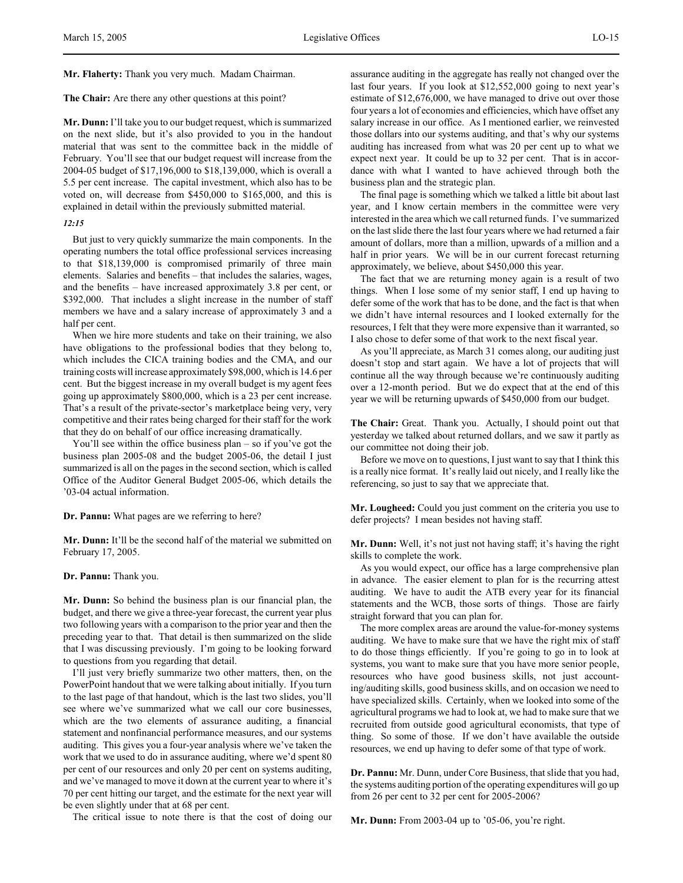**Mr. Flaherty:** Thank you very much. Madam Chairman.

**The Chair:** Are there any other questions at this point?

**Mr. Dunn:** I'll take you to our budget request, which is summarized on the next slide, but it's also provided to you in the handout material that was sent to the committee back in the middle of February. You'll see that our budget request will increase from the 2004-05 budget of $17,196,000 to $18,139,000, which is overall a 5.5 per cent increase. The capital investment, which also has to be voted on, will decrease from $450,000 to $165,000, and this is explained in detail within the previously submitted material.

*12:15*

But just to very quickly summarize the main components. In the operating numbers the total office professional services increasing to that $18,139,000 is compromised primarily of three main elements. Salaries and benefits – that includes the salaries, wages, and the benefits – have increased approximately 3.8 per cent, or $392,000. That includes a slight increase in the number of staff members we have and a salary increase of approximately 3 and a half per cent.

When we hire more students and take on their training, we also have obligations to the professional bodies that they belong to, which includes the CICA training bodies and the CMA, and our training costs will increase approximately $98,000, which is 14.6 per cent. But the biggest increase in my overall budget is my agent fees going up approximately $800,000, which is a 23 per cent increase. That's a result of the private-sector's marketplace being very, very competitive and their rates being charged for their staff for the work that they do on behalf of our office increasing dramatically.

You'll see within the office business plan – so if you've got the business plan 2005-08 and the budget 2005-06, the detail I just summarized is all on the pages in the second section, which is called Office of the Auditor General Budget 2005-06, which details the '03-04 actual information.

**Dr. Pannu:** What pages are we referring to here?

**Mr. Dunn:** It'll be the second half of the material we submitted on February 17, 2005.

**Dr. Pannu:** Thank you.

**Mr. Dunn:** So behind the business plan is our financial plan, the budget, and there we give a three-year forecast, the current year plus two following years with a comparison to the prior year and then the preceding year to that. That detail is then summarized on the slide that I was discussing previously. I'm going to be looking forward to questions from you regarding that detail.

I'll just very briefly summarize two other matters, then, on the PowerPoint handout that we were talking about initially. If you turn to the last page of that handout, which is the last two slides, you'll see where we've summarized what we call our core businesses, which are the two elements of assurance auditing, a financial statement and nonfinancial performance measures, and our systems auditing. This gives you a four-year analysis where we've taken the work that we used to do in assurance auditing, where we'd spent 80 per cent of our resources and only 20 per cent on systems auditing, and we've managed to move it down at the current year to where it's 70 per cent hitting our target, and the estimate for the next year will be even slightly under that at 68 per cent.

The critical issue to note there is that the cost of doing our assurance auditing in the aggregate has really not changed over the last four years. If you look at $12,552,000 going to next year's estimate of $12,676,000, we have managed to drive out over those four years a lot of economies and efficiencies, which have offset any salary increase in our office. As I mentioned earlier, we reinvested those dollars into our systems auditing, and that's why our systems auditing has increased from what was 20 per cent up to what we expect next year. It could be up to 32 per cent. That is in accordance with what I wanted to have achieved through both the business plan and the strategic plan.

The final page is something which we talked a little bit about last year, and I know certain members in the committee were very interested in the area which we call returned funds. I've summarized on the last slide there the last four years where we had returned a fair amount of dollars, more than a million, upwards of a million and a half in prior years. We will be in our current forecast returning approximately, we believe, about $450,000 this year.

The fact that we are returning money again is a result of two things. When I lose some of my senior staff, I end up having to defer some of the work that has to be done, and the fact is that when we didn't have internal resources and I looked externally for the resources, I felt that they were more expensive than it warranted, so I also chose to defer some of that work to the next fiscal year.

As you'll appreciate, as March 31 comes along, our auditing just doesn't stop and start again. We have a lot of projects that will continue all the way through because we're continuously auditing over a 12-month period. But we do expect that at the end of this year we will be returning upwards of $450,000 from our budget.

**The Chair:** Great. Thank you. Actually, I should point out that yesterday we talked about returned dollars, and we saw it partly as our committee not doing their job.

Before we move on to questions, I just want to say that I think this is a really nice format. It's really laid out nicely, and I really like the referencing, so just to say that we appreciate that.

**Mr. Lougheed:** Could you just comment on the criteria you use to defer projects? I mean besides not having staff.

**Mr. Dunn:** Well, it's not just not having staff; it's having the right skills to complete the work.

As you would expect, our office has a large comprehensive plan in advance. The easier element to plan for is the recurring attest auditing. We have to audit the ATB every year for its financial statements and the WCB, those sorts of things. Those are fairly straight forward that you can plan for.

The more complex areas are around the value-for-money systems auditing. We have to make sure that we have the right mix of staff to do those things efficiently. If you're going to go in to look at systems, you want to make sure that you have more senior people, resources who have good business skills, not just accounting/auditing skills, good business skills, and on occasion we need to have specialized skills. Certainly, when we looked into some of the agricultural programs we had to look at, we had to make sure that we recruited from outside good agricultural economists, that type of thing. So some of those. If we don't have available the outside resources, we end up having to defer some of that type of work.

**Dr. Pannu:** Mr. Dunn, under Core Business, that slide that you had, the systems auditing portion of the operating expenditures will go up from 26 per cent to 32 per cent for 2005-2006?

**Mr. Dunn:** From 2003-04 up to '05-06, you're right.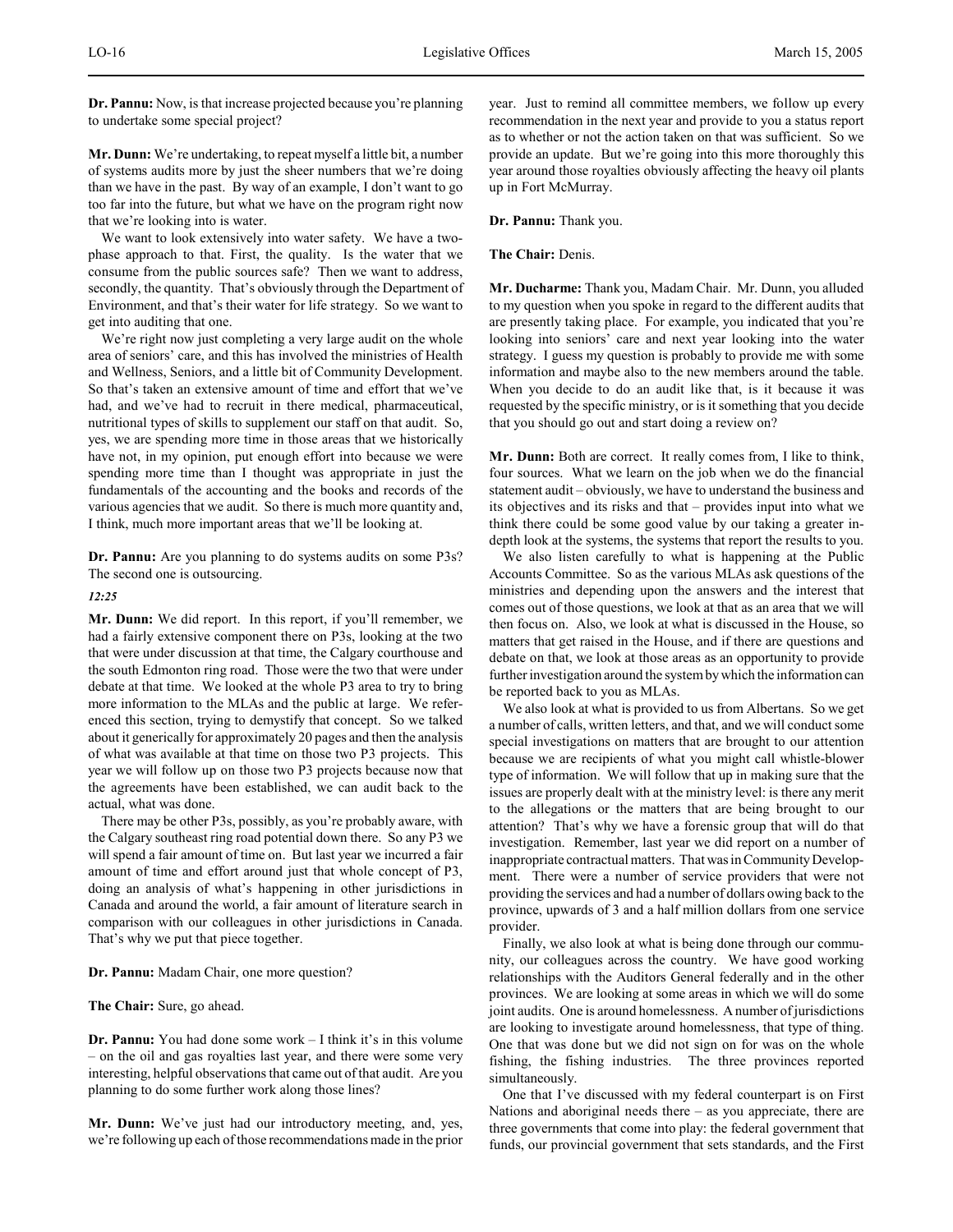**Dr. Pannu:** Now, is that increase projected because you're planning to undertake some special project?

**Mr. Dunn:** We're undertaking, to repeat myself a little bit, a number of systems audits more by just the sheer numbers that we're doing than we have in the past. By way of an example, I don't want to go too far into the future, but what we have on the program right now that we're looking into is water.

We want to look extensively into water safety. We have a two-phase approach to that. First, the quality. Is the water that we consume from the public sources safe? Then we want to address, secondly, the quantity. That's obviously through the Department of Environment, and that's their water for life strategy. So we want to get into auditing that one.

We're right now just completing a very large audit on the whole area of seniors' care, and this has involved the ministries of Health and Wellness, Seniors, and a little bit of Community Development. So that's taken an extensive amount of time and effort that we've had, and we've had to recruit in there medical, pharmaceutical, nutritional types of skills to supplement our staff on that audit. So, yes, we are spending more time in those areas that we historically have not, in my opinion, put enough effort into because we were spending more time than I thought was appropriate in just the fundamentals of the accounting and the books and records of the various agencies that we audit. So there is much more quantity and, I think, much more important areas that we'll be looking at.

**Dr. Pannu:** Are you planning to do systems audits on some P3s? The second one is outsourcing.

*12:25*

**Mr. Dunn:** We did report. In this report, if you'll remember, we had a fairly extensive component there on P3s, looking at the two that were under discussion at that time, the Calgary courthouse and the south Edmonton ring road. Those were the two that were under debate at that time. We looked at the whole P3 area to try to bring more information to the MLAs and the public at large. We referenced this section, trying to demystify that concept. So we talked about it generically for approximately 20 pages and then the analysis of what was available at that time on those two P3 projects. This year we will follow up on those two P3 projects because now that the agreements have been established, we can audit back to the actual, what was done.

There may be other P3s, possibly, as you're probably aware, with the Calgary southeast ring road potential down there. So any P3 we will spend a fair amount of time on. But last year we incurred a fair amount of time and effort around just that whole concept of P3, doing an analysis of what's happening in other jurisdictions in Canada and around the world, a fair amount of literature search in comparison with our colleagues in other jurisdictions in Canada. That's why we put that piece together.

**Dr. Pannu:** Madam Chair, one more question?

**The Chair:** Sure, go ahead.

**Dr. Pannu:** You had done some work – I think it's in this volume – on the oil and gas royalties last year, and there were some very interesting, helpful observations that came out of that audit. Are you planning to do some further work along those lines?

**Mr. Dunn:** We've just had our introductory meeting, and, yes, we're following up each of those recommendations made in the prior year. Just to remind all committee members, we follow up every recommendation in the next year and provide to you a status report as to whether or not the action taken on that was sufficient. So we provide an update. But we're going into this more thoroughly this year around those royalties obviously affecting the heavy oil plants up in Fort McMurray.

**Dr. Pannu:** Thank you.

**The Chair:** Denis.

**Mr. Ducharme:** Thank you, Madam Chair. Mr. Dunn, you alluded to my question when you spoke in regard to the different audits that are presently taking place. For example, you indicated that you're looking into seniors' care and next year looking into the water strategy. I guess my question is probably to provide me with some information and maybe also to the new members around the table. When you decide to do an audit like that, is it because it was requested by the specific ministry, or is it something that you decide that you should go out and start doing a review on?

**Mr. Dunn:** Both are correct. It really comes from, I like to think, four sources. What we learn on the job when we do the financial statement audit – obviously, we have to understand the business and its objectives and its risks and that – provides input into what we think there could be some good value by our taking a greater in-depth look at the systems, the systems that report the results to you.

We also listen carefully to what is happening at the Public Accounts Committee. So as the various MLAs ask questions of the ministries and depending upon the answers and the interest that comes out of those questions, we look at that as an area that we will then focus on. Also, we look at what is discussed in the House, so matters that get raised in the House, and if there are questions and debate on that, we look at those areas as an opportunity to provide further investigation around the system by which the information can be reported back to you as MLAs.

We also look at what is provided to us from Albertans. So we get a number of calls, written letters, and that, and we will conduct some special investigations on matters that are brought to our attention because we are recipients of what you might call whistle-blower type of information. We will follow that up in making sure that the issues are properly dealt with at the ministry level: is there any merit to the allegations or the matters that are being brought to our attention? That's why we have a forensic group that will do that investigation. Remember, last year we did report on a number of inappropriate contractual matters. That was in Community Development. There were a number of service providers that were not providing the services and had a number of dollars owing back to the province, upwards of 3 and a half million dollars from one service provider.

Finally, we also look at what is being done through our community, our colleagues across the country. We have good working relationships with the Auditors General federally and in the other provinces. We are looking at some areas in which we will do some joint audits. One is around homelessness. A number of jurisdictions are looking to investigate around homelessness, that type of thing. One that was done but we did not sign on for was on the whole fishing, the fishing industries. The three provinces reported simultaneously.

One that I've discussed with my federal counterpart is on First Nations and aboriginal needs there – as you appreciate, there are three governments that come into play: the federal government that funds, our provincial government that sets standards, and the First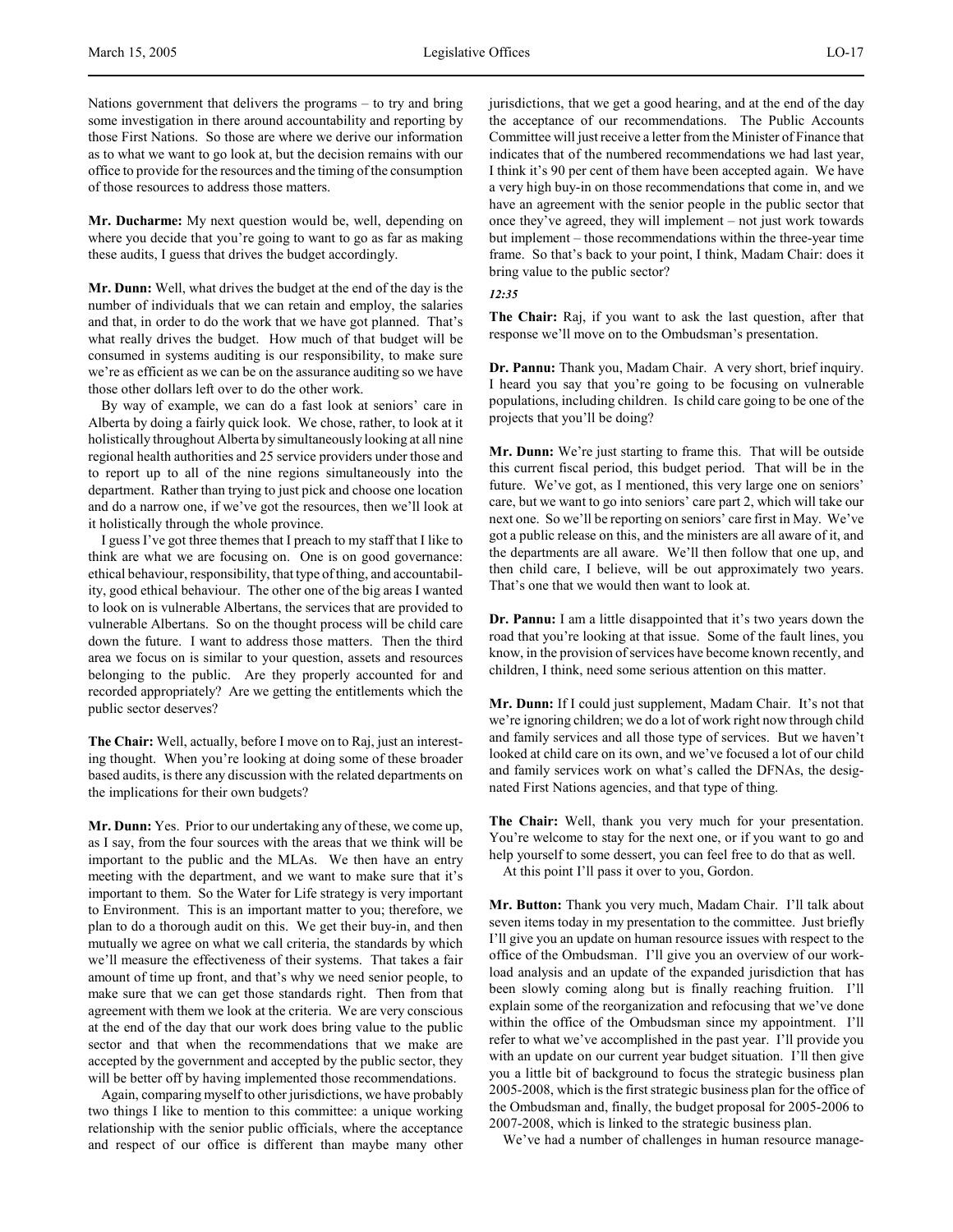Nations government that delivers the programs – to try and bring some investigation in there around accountability and reporting by those First Nations. So those are where we derive our information as to what we want to go look at, but the decision remains with our office to provide for the resources and the timing of the consumption of those resources to address those matters.

**Mr. Ducharme:** My next question would be, well, depending on where you decide that you're going to want to go as far as making these audits, I guess that drives the budget accordingly.

**Mr. Dunn:** Well, what drives the budget at the end of the day is the number of individuals that we can retain and employ, the salaries and that, in order to do the work that we have got planned. That's what really drives the budget. How much of that budget will be consumed in systems auditing is our responsibility, to make sure we're as efficient as we can be on the assurance auditing so we have those other dollars left over to do the other work.

By way of example, we can do a fast look at seniors' care in Alberta by doing a fairly quick look. We chose, rather, to look at it holistically throughout Alberta by simultaneously looking at all nine regional health authorities and 25 service providers under those and to report up to all of the nine regions simultaneously into the department. Rather than trying to just pick and choose one location and do a narrow one, if we've got the resources, then we'll look at it holistically through the whole province.

I guess I've got three themes that I preach to my staff that I like to think are what we are focusing on. One is on good governance: ethical behaviour, responsibility, that type of thing, and accountability, good ethical behaviour. The other one of the big areas I wanted to look on is vulnerable Albertans, the services that are provided to vulnerable Albertans. So on the thought process will be child care down the future. I want to address those matters. Then the third area we focus on is similar to your question, assets and resources belonging to the public. Are they properly accounted for and recorded appropriately? Are we getting the entitlements which the public sector deserves?

**The Chair:** Well, actually, before I move on to Raj, just an interesting thought. When you're looking at doing some of these broader based audits, is there any discussion with the related departments on the implications for their own budgets?

**Mr. Dunn:** Yes. Prior to our undertaking any of these, we come up, as I say, from the four sources with the areas that we think will be important to the public and the MLAs. We then have an entry meeting with the department, and we want to make sure that it's important to them. So the Water for Life strategy is very important to Environment. This is an important matter to you; therefore, we plan to do a thorough audit on this. We get their buy-in, and then mutually we agree on what we call criteria, the standards by which we'll measure the effectiveness of their systems. That takes a fair amount of time up front, and that's why we need senior people, to make sure that we can get those standards right. Then from that agreement with them we look at the criteria. We are very conscious at the end of the day that our work does bring value to the public sector and that when the recommendations that we make are accepted by the government and accepted by the public sector, they will be better off by having implemented those recommendations.

Again, comparing myself to other jurisdictions, we have probably two things I like to mention to this committee: a unique working relationship with the senior public officials, where the acceptance and respect of our office is different than maybe many other jurisdictions, that we get a good hearing, and at the end of the day the acceptance of our recommendations. The Public Accounts Committee will just receive a letter from the Minister of Finance that indicates that of the numbered recommendations we had last year, I think it's 90 per cent of them have been accepted again. We have a very high buy-in on those recommendations that come in, and we have an agreement with the senior people in the public sector that once they've agreed, they will implement – not just work towards but implement – those recommendations within the three-year time frame. So that's back to your point, I think, Madam Chair: does it bring value to the public sector?

*12:35*

**The Chair:** Raj, if you want to ask the last question, after that response we'll move on to the Ombudsman's presentation.

**Dr. Pannu:** Thank you, Madam Chair. A very short, brief inquiry. I heard you say that you're going to be focusing on vulnerable populations, including children. Is child care going to be one of the projects that you'll be doing?

**Mr. Dunn:** We're just starting to frame this. That will be outside this current fiscal period, this budget period. That will be in the future. We've got, as I mentioned, this very large one on seniors' care, but we want to go into seniors' care part 2, which will take our next one. So we'll be reporting on seniors' care first in May. We've got a public release on this, and the ministers are all aware of it, and the departments are all aware. We'll then follow that one up, and then child care, I believe, will be out approximately two years. That's one that we would then want to look at.

**Dr. Pannu:** I am a little disappointed that it's two years down the road that you're looking at that issue. Some of the fault lines, you know, in the provision of services have become known recently, and children, I think, need some serious attention on this matter.

**Mr. Dunn:** If I could just supplement, Madam Chair. It's not that we're ignoring children; we do a lot of work right now through child and family services and all those type of services. But we haven't looked at child care on its own, and we've focused a lot of our child and family services work on what's called the DFNAs, the designated First Nations agencies, and that type of thing.

**The Chair:** Well, thank you very much for your presentation. You're welcome to stay for the next one, or if you want to go and help yourself to some dessert, you can feel free to do that as well.

At this point I'll pass it over to you, Gordon.

**Mr. Button:** Thank you very much, Madam Chair. I'll talk about seven items today in my presentation to the committee. Just briefly I'll give you an update on human resource issues with respect to the office of the Ombudsman. I'll give you an overview of our workload analysis and an update of the expanded jurisdiction that has been slowly coming along but is finally reaching fruition. I'll explain some of the reorganization and refocusing that we've done within the office of the Ombudsman since my appointment. I'll refer to what we've accomplished in the past year. I'll provide you with an update on our current year budget situation. I'll then give you a little bit of background to focus the strategic business plan 2005-2008, which is the first strategic business plan for the office of the Ombudsman and, finally, the budget proposal for 2005-2006 to 2007-2008, which is linked to the strategic business plan.

We've had a number of challenges in human resource manage-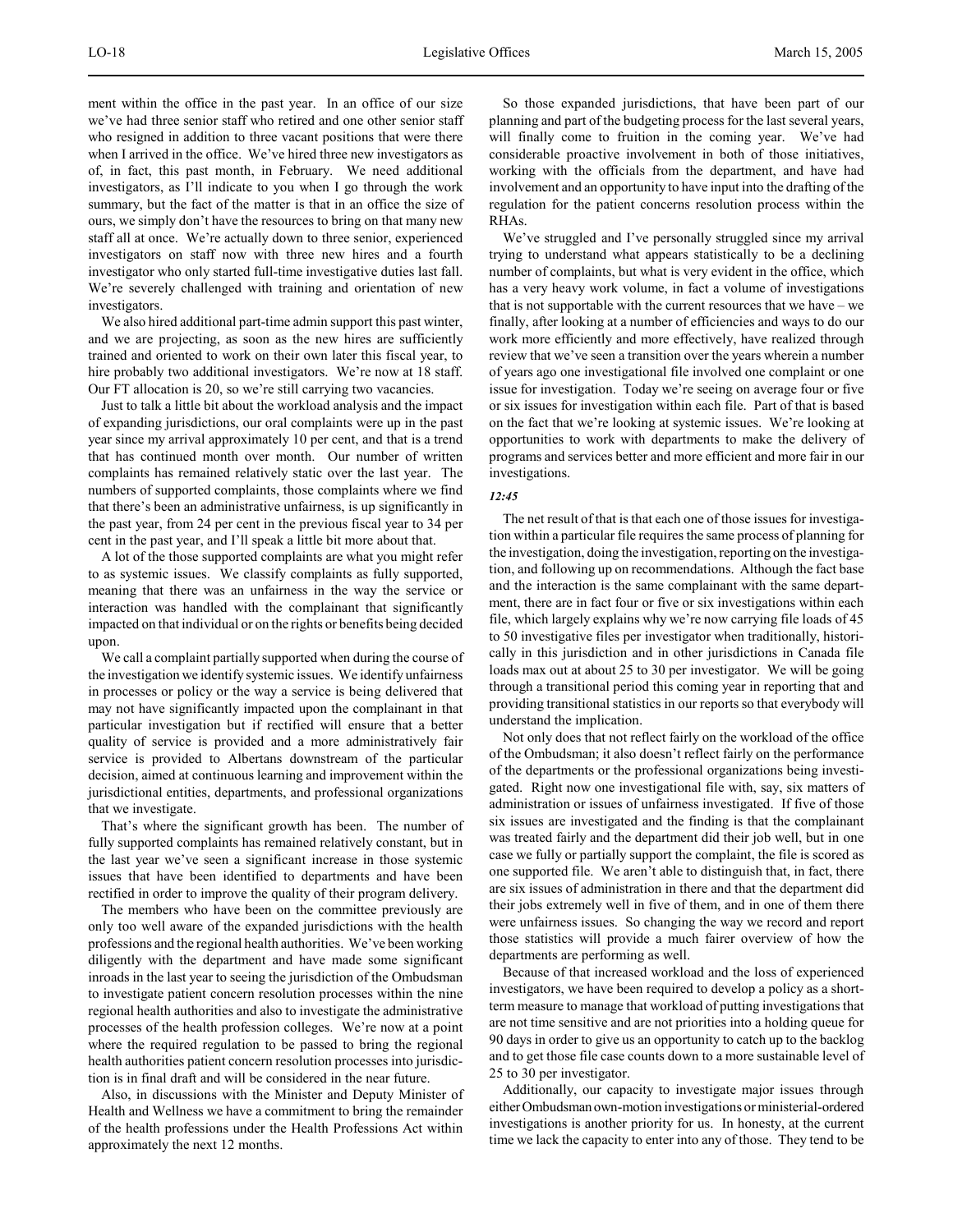ment within the office in the past year. In an office of our size we've had three senior staff who retired and one other senior staff who resigned in addition to three vacant positions that were there when I arrived in the office. We've hired three new investigators as of, in fact, this past month, in February. We need additional investigators, as I'll indicate to you when I go through the work summary, but the fact of the matter is that in an office the size of ours, we simply don't have the resources to bring on that many new staff all at once. We're actually down to three senior, experienced investigators on staff now with three new hires and a fourth investigator who only started full-time investigative duties last fall. We're severely challenged with training and orientation of new investigators.

We also hired additional part-time admin support this past winter, and we are projecting, as soon as the new hires are sufficiently trained and oriented to work on their own later this fiscal year, to hire probably two additional investigators. We're now at 18 staff. Our FT allocation is 20, so we're still carrying two vacancies.

Just to talk a little bit about the workload analysis and the impact of expanding jurisdictions, our oral complaints were up in the past year since my arrival approximately 10 per cent, and that is a trend that has continued month over month. Our number of written complaints has remained relatively static over the last year. The numbers of supported complaints, those complaints where we find that there's been an administrative unfairness, is up significantly in the past year, from 24 per cent in the previous fiscal year to 34 per cent in the past year, and I'll speak a little bit more about that.

A lot of the those supported complaints are what you might refer to as systemic issues. We classify complaints as fully supported, meaning that there was an unfairness in the way the service or interaction was handled with the complainant that significantly impacted on that individual or on the rights or benefits being decided upon.

We call a complaint partially supported when during the course of the investigation we identify systemic issues. We identify unfairness in processes or policy or the way a service is being delivered that may not have significantly impacted upon the complainant in that particular investigation but if rectified will ensure that a better quality of service is provided and a more administratively fair service is provided to Albertans downstream of the particular decision, aimed at continuous learning and improvement within the jurisdictional entities, departments, and professional organizations that we investigate.

That's where the significant growth has been. The number of fully supported complaints has remained relatively constant, but in the last year we've seen a significant increase in those systemic issues that have been identified to departments and have been rectified in order to improve the quality of their program delivery.

The members who have been on the committee previously are only too well aware of the expanded jurisdictions with the health professions and the regional health authorities. We've been working diligently with the department and have made some significant inroads in the last year to seeing the jurisdiction of the Ombudsman to investigate patient concern resolution processes within the nine regional health authorities and also to investigate the administrative processes of the health profession colleges. We're now at a point where the required regulation to be passed to bring the regional health authorities patient concern resolution processes into jurisdiction is in final draft and will be considered in the near future.

Also, in discussions with the Minister and Deputy Minister of Health and Wellness we have a commitment to bring the remainder of the health professions under the Health Professions Act within approximately the next 12 months.

So those expanded jurisdictions, that have been part of our planning and part of the budgeting process for the last several years, will finally come to fruition in the coming year. We've had considerable proactive involvement in both of those initiatives, working with the officials from the department, and have had involvement and an opportunity to have input into the drafting of the regulation for the patient concerns resolution process within the RHAs.

We've struggled and I've personally struggled since my arrival trying to understand what appears statistically to be a declining number of complaints, but what is very evident in the office, which has a very heavy work volume, in fact a volume of investigations that is not supportable with the current resources that we have – we finally, after looking at a number of efficiencies and ways to do our work more efficiently and more effectively, have realized through review that we've seen a transition over the years wherein a number of years ago one investigational file involved one complaint or one issue for investigation. Today we're seeing on average four or five or six issues for investigation within each file. Part of that is based on the fact that we're looking at systemic issues. We're looking at opportunities to work with departments to make the delivery of programs and services better and more efficient and more fair in our investigations.

*12:45*

The net result of that is that each one of those issues for investigation within a particular file requires the same process of planning for the investigation, doing the investigation, reporting on the investigation, and following up on recommendations. Although the fact base and the interaction is the same complainant with the same department, there are in fact four or five or six investigations within each file, which largely explains why we're now carrying file loads of 45 to 50 investigative files per investigator when traditionally, historically in this jurisdiction and in other jurisdictions in Canada file loads max out at about 25 to 30 per investigator. We will be going through a transitional period this coming year in reporting that and providing transitional statistics in our reports so that everybody will understand the implication.

Not only does that not reflect fairly on the workload of the office of the Ombudsman; it also doesn't reflect fairly on the performance of the departments or the professional organizations being investigated. Right now one investigational file with, say, six matters of administration or issues of unfairness investigated. If five of those six issues are investigated and the finding is that the complainant was treated fairly and the department did their job well, but in one case we fully or partially support the complaint, the file is scored as one supported file. We aren't able to distinguish that, in fact, there are six issues of administration in there and that the department did their jobs extremely well in five of them, and in one of them there were unfairness issues. So changing the way we record and report those statistics will provide a much fairer overview of how the departments are performing as well.

Because of that increased workload and the loss of experienced investigators, we have been required to develop a policy as a short-term measure to manage that workload of putting investigations that are not time sensitive and are not priorities into a holding queue for 90 days in order to give us an opportunity to catch up to the backlog and to get those file case counts down to a more sustainable level of 25 to 30 per investigator.

Additionally, our capacity to investigate major issues through either Ombudsman own-motion investigations or ministerial-ordered investigations is another priority for us. In honesty, at the current time we lack the capacity to enter into any of those. They tend to be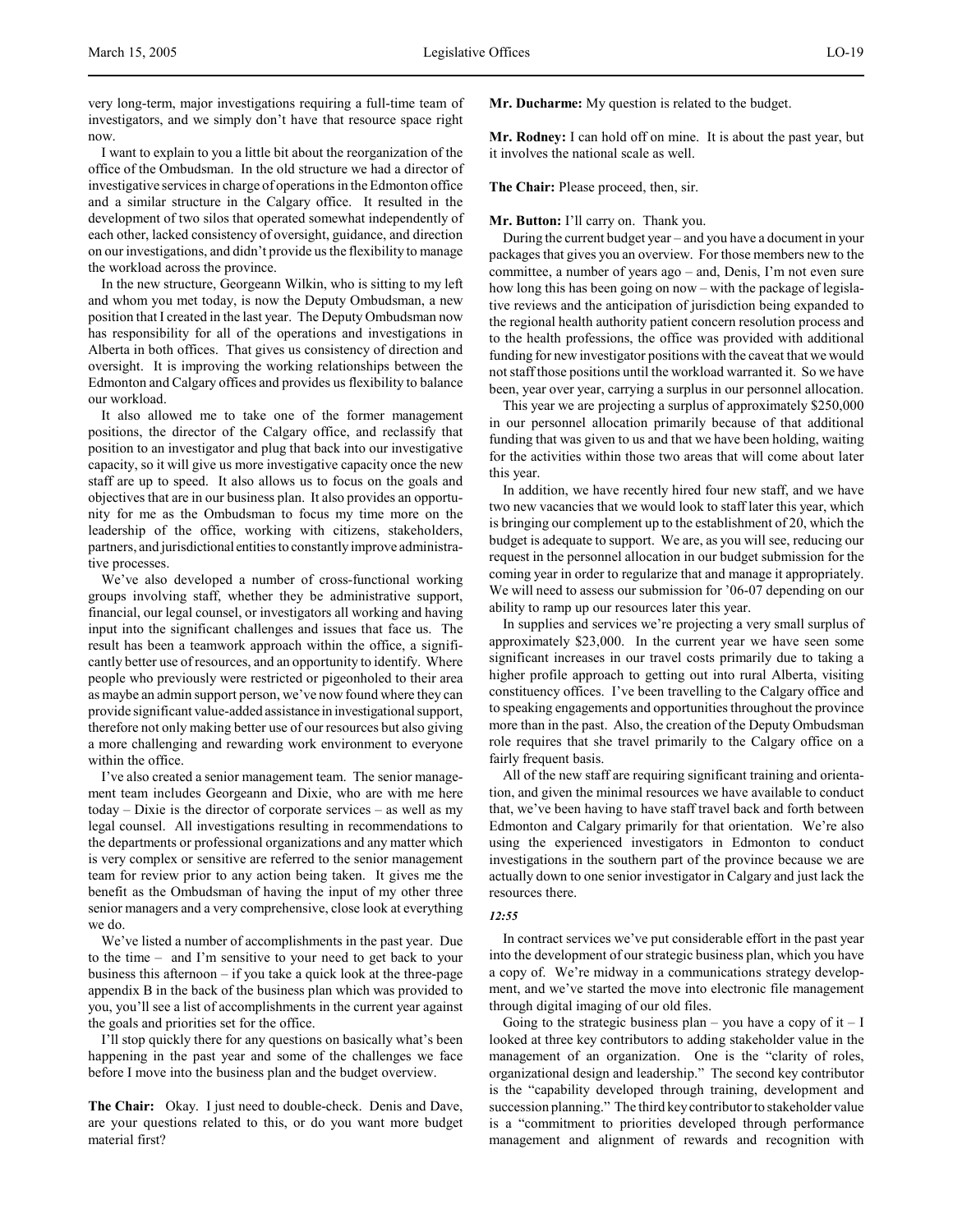very long-term, major investigations requiring a full-time team of investigators, and we simply don't have that resource space right now.

I want to explain to you a little bit about the reorganization of the office of the Ombudsman. In the old structure we had a director of investigative services in charge of operations in the Edmonton office and a similar structure in the Calgary office. It resulted in the development of two silos that operated somewhat independently of each other, lacked consistency of oversight, guidance, and direction on our investigations, and didn't provide us the flexibility to manage the workload across the province.

In the new structure, Georgeann Wilkin, who is sitting to my left and whom you met today, is now the Deputy Ombudsman, a new position that I created in the last year. The Deputy Ombudsman now has responsibility for all of the operations and investigations in Alberta in both offices. That gives us consistency of direction and oversight. It is improving the working relationships between the Edmonton and Calgary offices and provides us flexibility to balance our workload.

It also allowed me to take one of the former management positions, the director of the Calgary office, and reclassify that position to an investigator and plug that back into our investigative capacity, so it will give us more investigative capacity once the new staff are up to speed. It also allows us to focus on the goals and objectives that are in our business plan. It also provides an opportunity for me as the Ombudsman to focus my time more on the leadership of the office, working with citizens, stakeholders, partners, and jurisdictional entities to constantly improve administrative processes.

We've also developed a number of cross-functional working groups involving staff, whether they be administrative support, financial, our legal counsel, or investigators all working and having input into the significant challenges and issues that face us. The result has been a teamwork approach within the office, a significantly better use of resources, and an opportunity to identify. Where people who previously were restricted or pigeonholed to their area as maybe an admin support person, we've now found where they can provide significant value-added assistance in investigational support, therefore not only making better use of our resources but also giving a more challenging and rewarding work environment to everyone within the office.

I've also created a senior management team. The senior management team includes Georgeann and Dixie, who are with me here today – Dixie is the director of corporate services – as well as my legal counsel. All investigations resulting in recommendations to the departments or professional organizations and any matter which is very complex or sensitive are referred to the senior management team for review prior to any action being taken. It gives me the benefit as the Ombudsman of having the input of my other three senior managers and a very comprehensive, close look at everything we do.

We've listed a number of accomplishments in the past year. Due to the time – and I'm sensitive to your need to get back to your business this afternoon – if you take a quick look at the three-page appendix B in the back of the business plan which was provided to you, you'll see a list of accomplishments in the current year against the goals and priorities set for the office.

I'll stop quickly there for any questions on basically what's been happening in the past year and some of the challenges we face before I move into the business plan and the budget overview.

**The Chair:** Okay. I just need to double-check. Denis and Dave, are your questions related to this, or do you want more budget material first?

**Mr. Ducharme:** My question is related to the budget.

**Mr. Rodney:** I can hold off on mine. It is about the past year, but it involves the national scale as well.

**The Chair:** Please proceed, then, sir.

**Mr. Button:** I'll carry on. Thank you.

During the current budget year – and you have a document in your packages that gives you an overview. For those members new to the committee, a number of years ago – and, Denis, I'm not even sure how long this has been going on now – with the package of legislative reviews and the anticipation of jurisdiction being expanded to the regional health authority patient concern resolution process and to the health professions, the office was provided with additional funding for new investigator positions with the caveat that we would not staff those positions until the workload warranted it. So we have been, year over year, carrying a surplus in our personnel allocation.

This year we are projecting a surplus of approximately $250,000 in our personnel allocation primarily because of that additional funding that was given to us and that we have been holding, waiting for the activities within those two areas that will come about later this year.

In addition, we have recently hired four new staff, and we have two new vacancies that we would look to staff later this year, which is bringing our complement up to the establishment of 20, which the budget is adequate to support. We are, as you will see, reducing our request in the personnel allocation in our budget submission for the coming year in order to regularize that and manage it appropriately. We will need to assess our submission for '06-07 depending on our ability to ramp up our resources later this year.

In supplies and services we're projecting a very small surplus of approximately $23,000. In the current year we have seen some significant increases in our travel costs primarily due to taking a higher profile approach to getting out into rural Alberta, visiting constituency offices. I've been travelling to the Calgary office and to speaking engagements and opportunities throughout the province more than in the past. Also, the creation of the Deputy Ombudsman role requires that she travel primarily to the Calgary office on a fairly frequent basis.

All of the new staff are requiring significant training and orientation, and given the minimal resources we have available to conduct that, we've been having to have staff travel back and forth between Edmonton and Calgary primarily for that orientation. We're also using the experienced investigators in Edmonton to conduct investigations in the southern part of the province because we are actually down to one senior investigator in Calgary and just lack the resources there.

*12:55*

In contract services we've put considerable effort in the past year into the development of our strategic business plan, which you have a copy of. We're midway in a communications strategy development, and we've started the move into electronic file management through digital imaging of our old files.

Going to the strategic business plan – you have a copy of it – I looked at three key contributors to adding stakeholder value in the management of an organization. One is the "clarity of roles, organizational design and leadership." The second key contributor is the "capability developed through training, development and succession planning." The third key contributor to stakeholder value is a "commitment to priorities developed through performance management and alignment of rewards and recognition with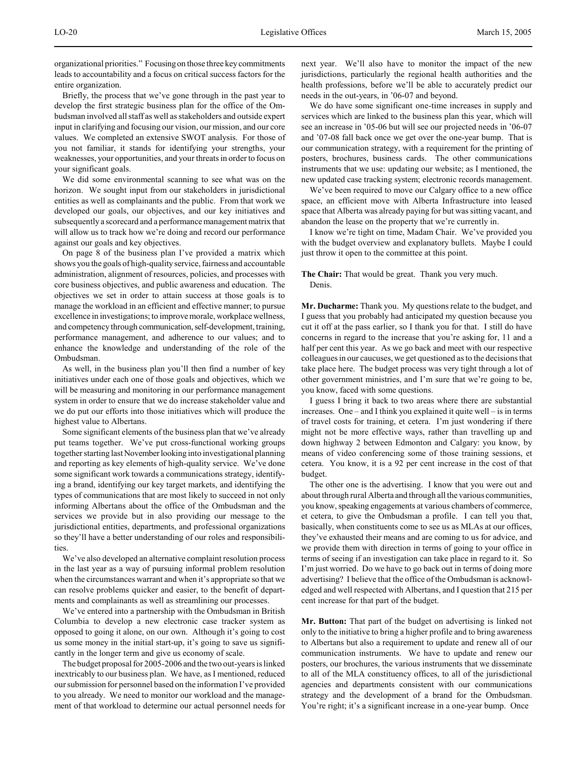organizational priorities." Focusing on those three key commitments leads to accountability and a focus on critical success factors for the entire organization.

Briefly, the process that we've gone through in the past year to develop the first strategic business plan for the office of the Ombudsman involved all staff as well as stakeholders and outside expert input in clarifying and focusing our vision, our mission, and our core values. We completed an extensive SWOT analysis. For those of you not familiar, it stands for identifying your strengths, your weaknesses, your opportunities, and your threats in order to focus on your significant goals.

We did some environmental scanning to see what was on the horizon. We sought input from our stakeholders in jurisdictional entities as well as complainants and the public. From that work we developed our goals, our objectives, and our key initiatives and subsequently a scorecard and a performance management matrix that will allow us to track how we're doing and record our performance against our goals and key objectives.

On page 8 of the business plan I've provided a matrix which shows you the goals of high-quality service, fairness and accountable administration, alignment of resources, policies, and processes with core business objectives, and public awareness and education. The objectives we set in order to attain success at those goals is to manage the workload in an efficient and effective manner; to pursue excellence in investigations; to improve morale, workplace wellness, and competency through communication, self-development, training, performance management, and adherence to our values; and to enhance the knowledge and understanding of the role of the Ombudsman.

As well, in the business plan you'll then find a number of key initiatives under each one of those goals and objectives, which we will be measuring and monitoring in our performance management system in order to ensure that we do increase stakeholder value and we do put our efforts into those initiatives which will produce the highest value to Albertans.

Some significant elements of the business plan that we've already put teams together. We've put cross-functional working groups together starting last November looking into investigational planning and reporting as key elements of high-quality service. We've done some significant work towards a communications strategy, identifying a brand, identifying our key target markets, and identifying the types of communications that are most likely to succeed in not only informing Albertans about the office of the Ombudsman and the services we provide but in also providing our message to the jurisdictional entities, departments, and professional organizations so they'll have a better understanding of our roles and responsibilities.

We've also developed an alternative complaint resolution process in the last year as a way of pursuing informal problem resolution when the circumstances warrant and when it's appropriate so that we can resolve problems quicker and easier, to the benefit of departments and complainants as well as streamlining our processes.

We've entered into a partnership with the Ombudsman in British Columbia to develop a new electronic case tracker system as opposed to going it alone, on our own. Although it's going to cost us some money in the initial start-up, it's going to save us significantly in the longer term and give us economy of scale.

The budget proposal for 2005-2006 and the two out-years is linked inextricably to our business plan. We have, as I mentioned, reduced our submission for personnel based on the information I've provided to you already. We need to monitor our workload and the management of that workload to determine our actual personnel needs for next year. We'll also have to monitor the impact of the new jurisdictions, particularly the regional health authorities and the health professions, before we'll be able to accurately predict our needs in the out-years, in '06-07 and beyond.

We do have some significant one-time increases in supply and services which are linked to the business plan this year, which will see an increase in '05-06 but will see our projected needs in '06-07 and '07-08 fall back once we get over the one-year bump. That is our communication strategy, with a requirement for the printing of posters, brochures, business cards. The other communications instruments that we use: updating our website; as I mentioned, the new updated case tracking system; electronic records management.

We've been required to move our Calgary office to a new office space, an efficient move with Alberta Infrastructure into leased space that Alberta was already paying for but was sitting vacant, and abandon the lease on the property that we're currently in.

I know we're tight on time, Madam Chair. We've provided you with the budget overview and explanatory bullets. Maybe I could just throw it open to the committee at this point.

**The Chair:** That would be great. Thank you very much.
Denis.

**Mr. Ducharme:** Thank you. My questions relate to the budget, and I guess that you probably had anticipated my question because you cut it off at the pass earlier, so I thank you for that. I still do have concerns in regard to the increase that you're asking for, 11 and a half per cent this year. As we go back and meet with our respective colleagues in our caucuses, we get questioned as to the decisions that take place here. The budget process was very tight through a lot of other government ministries, and I'm sure that we're going to be, you know, faced with some questions.

I guess I bring it back to two areas where there are substantial increases. One – and I think you explained it quite well – is in terms of travel costs for training, et cetera. I'm just wondering if there might not be more effective ways, rather than travelling up and down highway 2 between Edmonton and Calgary: you know, by means of video conferencing some of those training sessions, et cetera. You know, it is a 92 per cent increase in the cost of that budget.

The other one is the advertising. I know that you were out and about through rural Alberta and through all the various communities, you know, speaking engagements at various chambers of commerce, et cetera, to give the Ombudsman a profile. I can tell you that, basically, when constituents come to see us as MLAs at our offices, they've exhausted their means and are coming to us for advice, and we provide them with direction in terms of going to your office in terms of seeing if an investigation can take place in regard to it. So I'm just worried. Do we have to go back out in terms of doing more advertising? I believe that the office of the Ombudsman is acknowledged and well respected with Albertans, and I question that 215 per cent increase for that part of the budget.

**Mr. Button:** That part of the budget on advertising is linked not only to the initiative to bring a higher profile and to bring awareness to Albertans but also a requirement to update and renew all of our communication instruments. We have to update and renew our posters, our brochures, the various instruments that we disseminate to all of the MLA constituency offices, to all of the jurisdictional agencies and departments consistent with our communications strategy and the development of a brand for the Ombudsman. You're right; it's a significant increase in a one-year bump. Once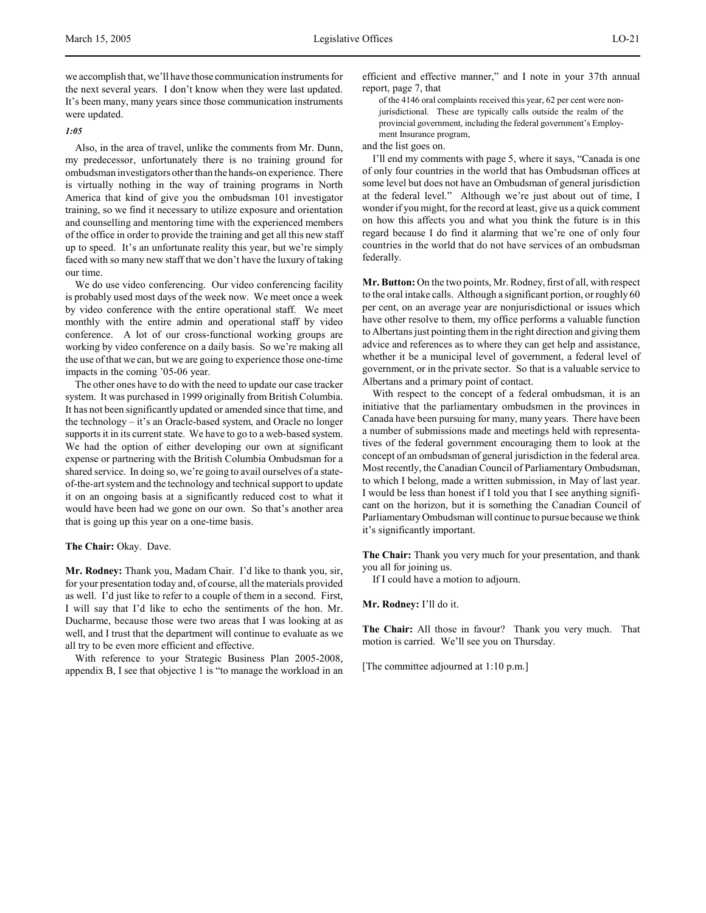we accomplish that, we'll have those communication instruments for the next several years. I don't know when they were last updated. It's been many, many years since those communication instruments were updated.

*1:05*

Also, in the area of travel, unlike the comments from Mr. Dunn, my predecessor, unfortunately there is no training ground for ombudsman investigators other than the hands-on experience. There is virtually nothing in the way of training programs in North America that kind of give you the ombudsman 101 investigator training, so we find it necessary to utilize exposure and orientation and counselling and mentoring time with the experienced members of the office in order to provide the training and get all this new staff up to speed. It's an unfortunate reality this year, but we're simply faced with so many new staff that we don't have the luxury of taking our time.

We do use video conferencing. Our video conferencing facility is probably used most days of the week now. We meet once a week by video conference with the entire operational staff. We meet monthly with the entire admin and operational staff by video conference. A lot of our cross-functional working groups are working by video conference on a daily basis. So we're making all the use of that we can, but we are going to experience those one-time impacts in the coming '05-06 year.

The other ones have to do with the need to update our case tracker system. It was purchased in 1999 originally from British Columbia. It has not been significantly updated or amended since that time, and the technology – it's an Oracle-based system, and Oracle no longer supports it in its current state. We have to go to a web-based system. We had the option of either developing our own at significant expense or partnering with the British Columbia Ombudsman for a shared service. In doing so, we're going to avail ourselves of a state-of-the-art system and the technology and technical support to update it on an ongoing basis at a significantly reduced cost to what it would have been had we gone on our own. So that's another area that is going up this year on a one-time basis.

**The Chair:** Okay. Dave.

**Mr. Rodney:** Thank you, Madam Chair. I'd like to thank you, sir, for your presentation today and, of course, all the materials provided as well. I'd just like to refer to a couple of them in a second. First, I will say that I'd like to echo the sentiments of the hon. Mr. Ducharme, because those were two areas that I was looking at as well, and I trust that the department will continue to evaluate as we all try to be even more efficient and effective.

With reference to your Strategic Business Plan 2005-2008, appendix B, I see that objective 1 is "to manage the workload in an efficient and effective manner," and I note in your 37th annual report, page 7, that

> of the 4146 oral complaints received this year, 62 per cent were non-jurisdictional. These are typically calls outside the realm of the provincial government, including the federal government's Employment Insurance program,

and the list goes on.

I'll end my comments with page 5, where it says, "Canada is one of only four countries in the world that has Ombudsman offices at some level but does not have an Ombudsman of general jurisdiction at the federal level." Although we're just about out of time, I wonder if you might, for the record at least, give us a quick comment on how this affects you and what you think the future is in this regard because I do find it alarming that we're one of only four countries in the world that do not have services of an ombudsman federally.

**Mr. Button:** On the two points, Mr. Rodney, first of all, with respect to the oral intake calls. Although a significant portion, or roughly 60 per cent, on an average year are nonjurisdictional or issues which have other resolve to them, my office performs a valuable function to Albertans just pointing them in the right direction and giving them advice and references as to where they can get help and assistance, whether it be a municipal level of government, a federal level of government, or in the private sector. So that is a valuable service to Albertans and a primary point of contact.

With respect to the concept of a federal ombudsman, it is an initiative that the parliamentary ombudsmen in the provinces in Canada have been pursuing for many, many years. There have been a number of submissions made and meetings held with representatives of the federal government encouraging them to look at the concept of an ombudsman of general jurisdiction in the federal area. Most recently, the Canadian Council of Parliamentary Ombudsman, to which I belong, made a written submission, in May of last year. I would be less than honest if I told you that I see anything significant on the horizon, but it is something the Canadian Council of Parliamentary Ombudsman will continue to pursue because we think it's significantly important.

**The Chair:** Thank you very much for your presentation, and thank you all for joining us.

If I could have a motion to adjourn.

**Mr. Rodney:** I'll do it.

**The Chair:** All those in favour? Thank you very much. That motion is carried. We'll see you on Thursday.

[The committee adjourned at 1:10 p.m.]